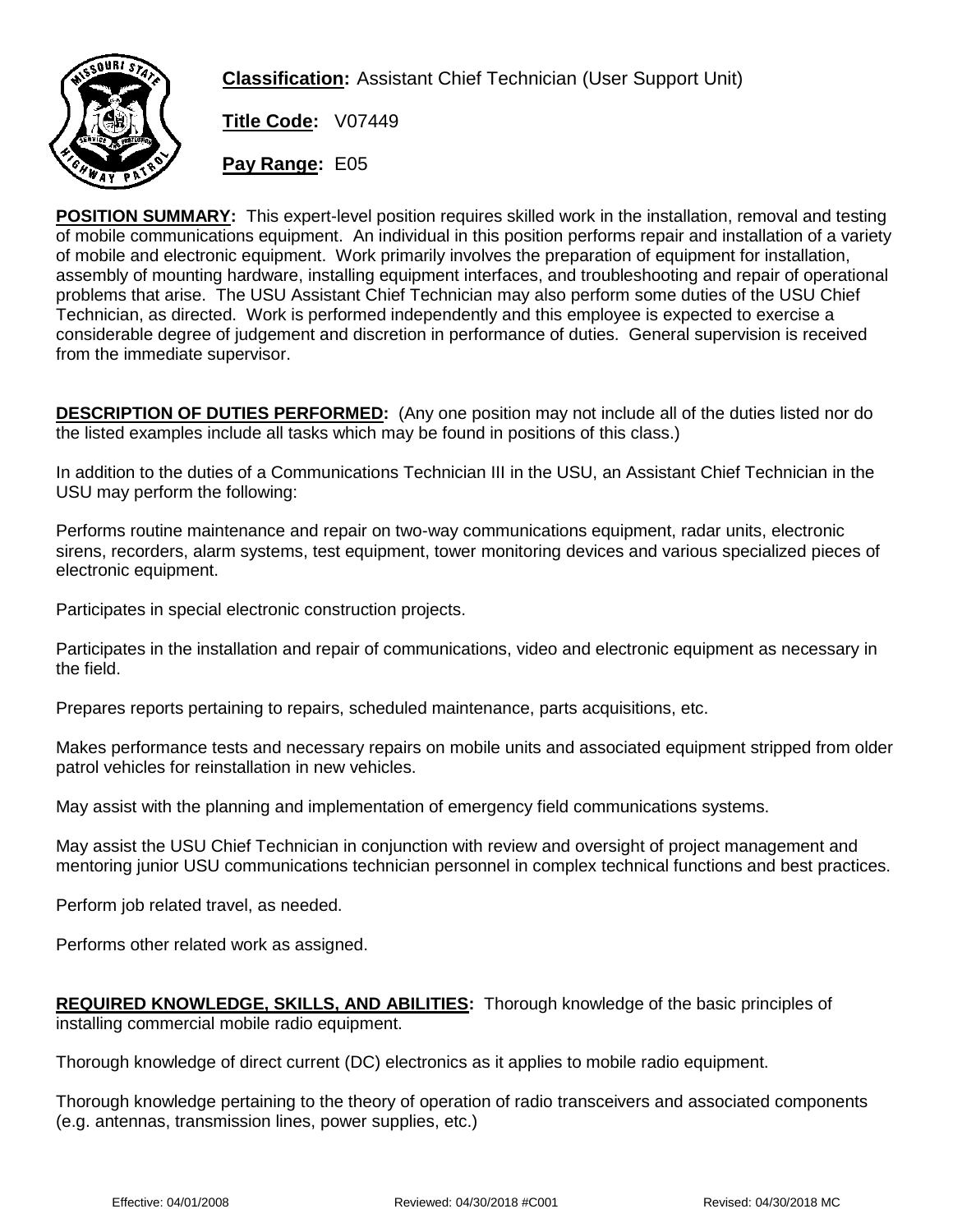**Classification:** Assistant Chief Technician (User Support Unit)

**Title Code:** V07449

**Pay Range:** E05

**POSITION SUMMARY:** This expert-level position requires skilled work in the installation, removal and testing of mobile communications equipment. An individual in this position performs repair and installation of a variety of mobile and electronic equipment. Work primarily involves the preparation of equipment for installation, assembly of mounting hardware, installing equipment interfaces, and troubleshooting and repair of operational problems that arise. The USU Assistant Chief Technician may also perform some duties of the USU Chief Technician, as directed. Work is performed independently and this employee is expected to exercise a considerable degree of judgement and discretion in performance of duties. General supervision is received from the immediate supervisor.

**DESCRIPTION OF DUTIES PERFORMED:** (Any one position may not include all of the duties listed nor do the listed examples include all tasks which may be found in positions of this class.)

In addition to the duties of a Communications Technician III in the USU, an Assistant Chief Technician in the USU may perform the following:

Performs routine maintenance and repair on two-way communications equipment, radar units, electronic sirens, recorders, alarm systems, test equipment, tower monitoring devices and various specialized pieces of electronic equipment.

Participates in special electronic construction projects.

Participates in the installation and repair of communications, video and electronic equipment as necessary in the field.

Prepares reports pertaining to repairs, scheduled maintenance, parts acquisitions, etc.

Makes performance tests and necessary repairs on mobile units and associated equipment stripped from older patrol vehicles for reinstallation in new vehicles.

May assist with the planning and implementation of emergency field communications systems.

May assist the USU Chief Technician in conjunction with review and oversight of project management and mentoring junior USU communications technician personnel in complex technical functions and best practices.

Perform job related travel, as needed.

Performs other related work as assigned.

**REQUIRED KNOWLEDGE, SKILLS, AND ABILITIES:** Thorough knowledge of the basic principles of installing commercial mobile radio equipment.

Thorough knowledge of direct current (DC) electronics as it applies to mobile radio equipment.

Thorough knowledge pertaining to the theory of operation of radio transceivers and associated components (e.g. antennas, transmission lines, power supplies, etc.)

Effective: 04/01/2008 Reviewed: 04/30/2018 #C001 Revised: 04/30/2018 MC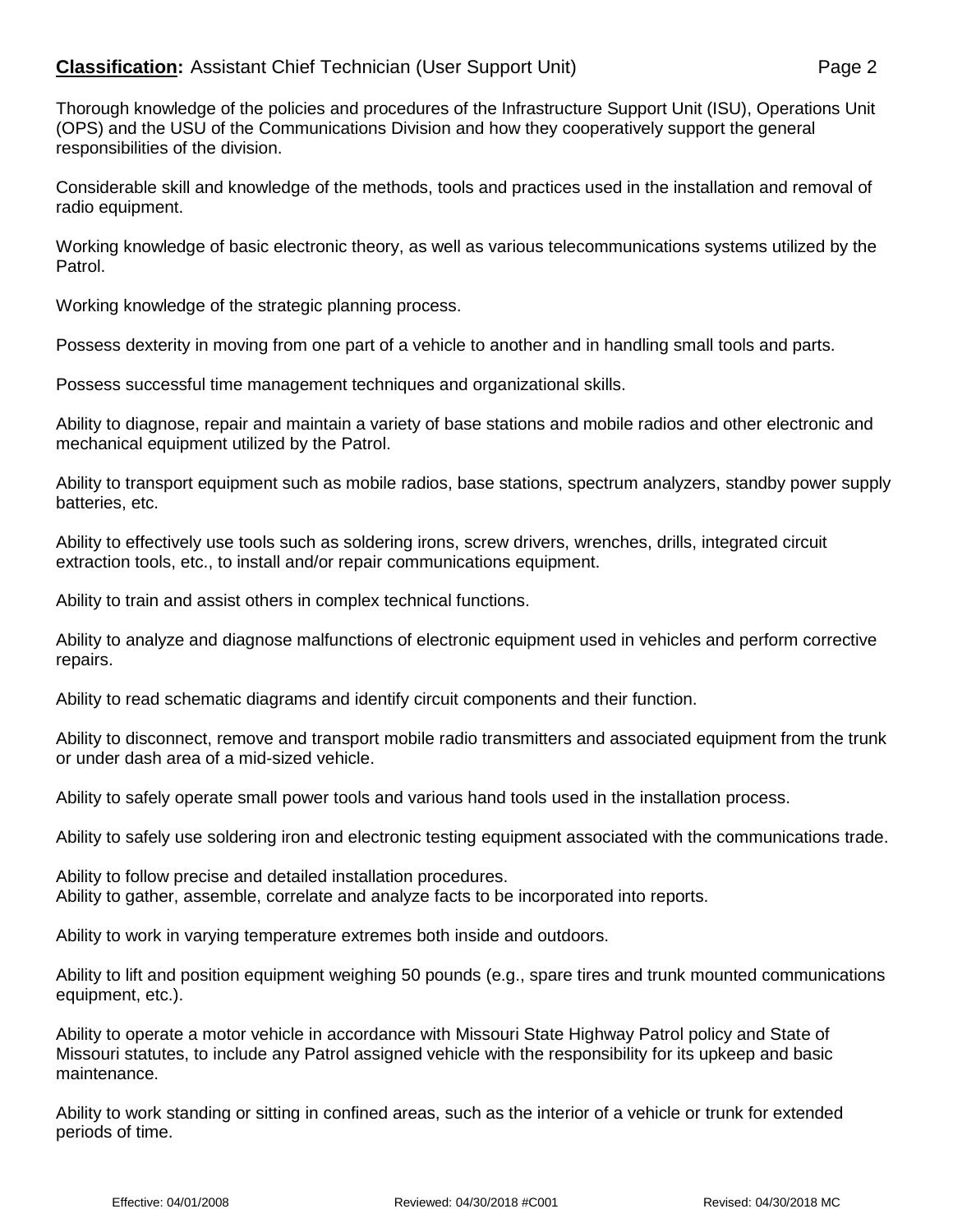Thorough knowledge of the policies and procedures of the Infrastructure Support Unit (ISU), Operations Unit (OPS) and the USU of the Communications Division and how they cooperatively support the general responsibilities of the division.

Considerable skill and knowledge of the methods, tools and practices used in the installation and removal of radio equipment.

Working knowledge of basic electronic theory, as well as various telecommunications systems utilized by the Patrol.

Working knowledge of the strategic planning process.

Possess dexterity in moving from one part of a vehicle to another and in handling small tools and parts.

Possess successful time management techniques and organizational skills.

Ability to diagnose, repair and maintain a variety of base stations and mobile radios and other electronic and mechanical equipment utilized by the Patrol.

Ability to transport equipment such as mobile radios, base stations, spectrum analyzers, standby power supply batteries, etc.

Ability to effectively use tools such as soldering irons, screw drivers, wrenches, drills, integrated circuit extraction tools, etc., to install and/or repair communications equipment.

Ability to train and assist others in complex technical functions.

Ability to analyze and diagnose malfunctions of electronic equipment used in vehicles and perform corrective repairs.

Ability to read schematic diagrams and identify circuit components and their function.

Ability to disconnect, remove and transport mobile radio transmitters and associated equipment from the trunk or under dash area of a mid-sized vehicle.

Ability to safely operate small power tools and various hand tools used in the installation process.

Ability to safely use soldering iron and electronic testing equipment associated with the communications trade.

Ability to follow precise and detailed installation procedures.
Ability to gather, assemble, correlate and analyze facts to be incorporated into reports.

Ability to work in varying temperature extremes both inside and outdoors.

Ability to lift and position equipment weighing 50 pounds (e.g., spare tires and trunk mounted communications equipment, etc.).

Ability to operate a motor vehicle in accordance with Missouri State Highway Patrol policy and State of Missouri statutes, to include any Patrol assigned vehicle with the responsibility for its upkeep and basic maintenance.

Ability to work standing or sitting in confined areas, such as the interior of a vehicle or trunk for extended periods of time.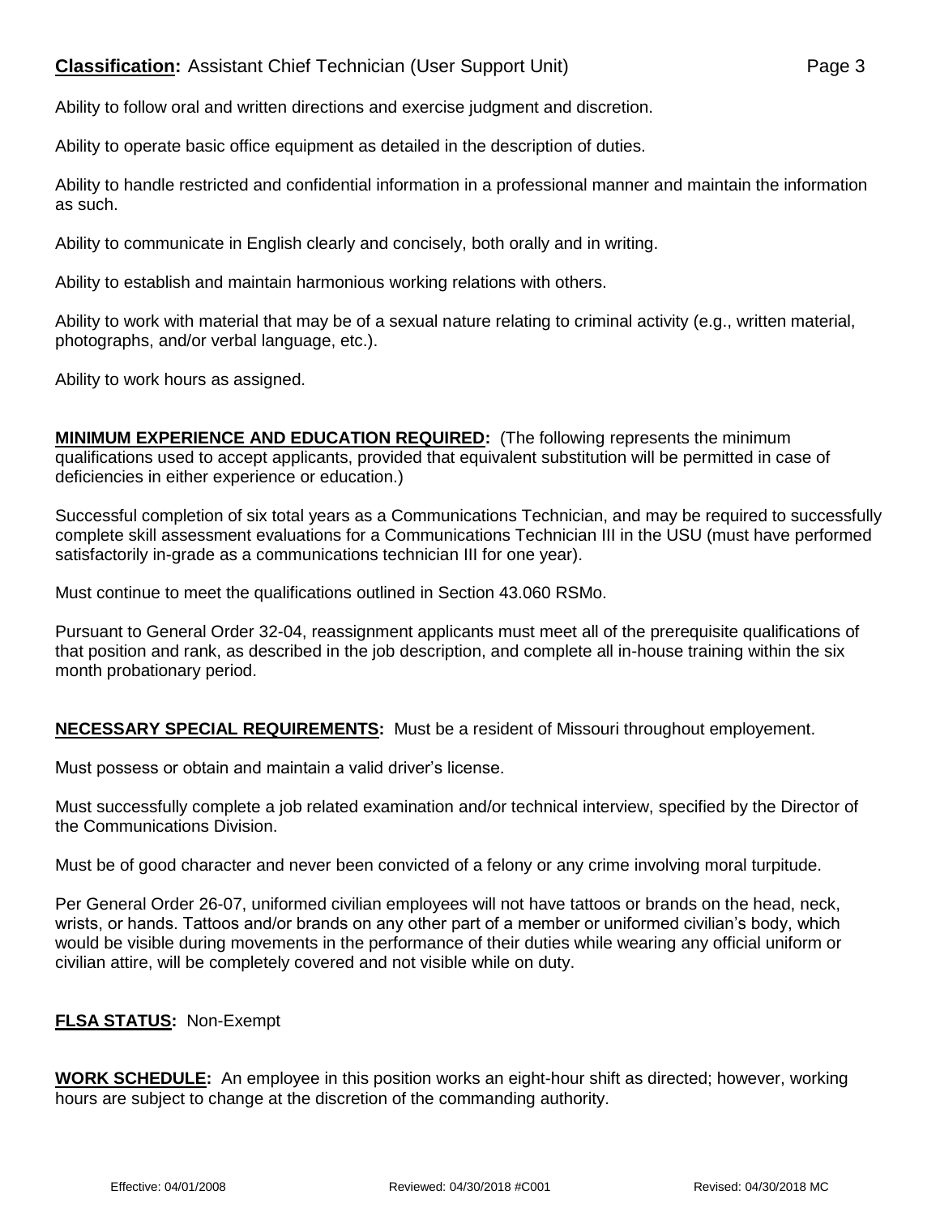Ability to follow oral and written directions and exercise judgment and discretion.

Ability to operate basic office equipment as detailed in the description of duties.

Ability to handle restricted and confidential information in a professional manner and maintain the information as such.

Ability to communicate in English clearly and concisely, both orally and in writing.

Ability to establish and maintain harmonious working relations with others.

Ability to work with material that may be of a sexual nature relating to criminal activity (e.g., written material, photographs, and/or verbal language, etc.).

Ability to work hours as assigned.

**MINIMUM EXPERIENCE AND EDUCATION REQUIRED:** (The following represents the minimum qualifications used to accept applicants, provided that equivalent substitution will be permitted in case of deficiencies in either experience or education.)

Successful completion of six total years as a Communications Technician, and may be required to successfully complete skill assessment evaluations for a Communications Technician III in the USU (must have performed satisfactorily in-grade as a communications technician III for one year).

Must continue to meet the qualifications outlined in Section 43.060 RSMo.

Pursuant to General Order 32-04, reassignment applicants must meet all of the prerequisite qualifications of that position and rank, as described in the job description, and complete all in-house training within the six month probationary period.

**NECESSARY SPECIAL REQUIREMENTS:** Must be a resident of Missouri throughout employement.

Must possess or obtain and maintain a valid driver's license.

Must successfully complete a job related examination and/or technical interview, specified by the Director of the Communications Division.

Must be of good character and never been convicted of a felony or any crime involving moral turpitude.

Per General Order 26-07, uniformed civilian employees will not have tattoos or brands on the head, neck, wrists, or hands. Tattoos and/or brands on any other part of a member or uniformed civilian's body, which would be visible during movements in the performance of their duties while wearing any official uniform or civilian attire, will be completely covered and not visible while on duty.

**FLSA STATUS:** Non-Exempt

**WORK SCHEDULE:** An employee in this position works an eight-hour shift as directed; however, working hours are subject to change at the discretion of the commanding authority.